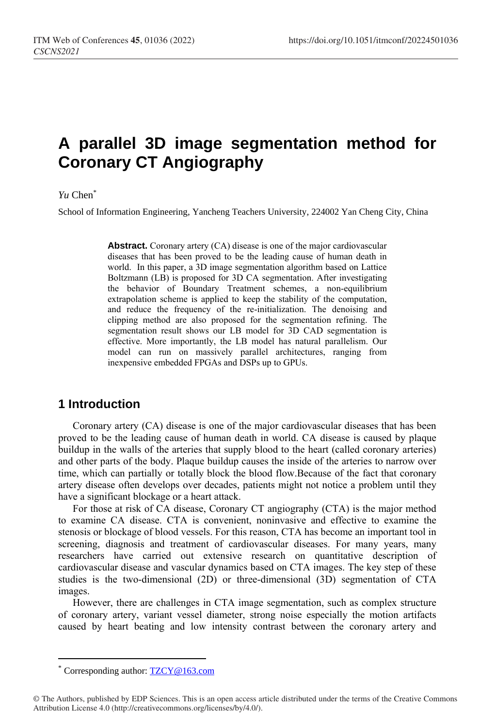# A parallel 3D image segmentation method for Coronary CT Angiography

*Yu* Chen*

School of Information Engineering, Yancheng Teachers University, 224002 Yan Cheng City, China

**Abstract.** Coronary artery (CA) disease is one of the major cardiovascular diseases that has been proved to be the leading cause of human death in world. In this paper, a 3D image segmentation algorithm based on Lattice Boltzmann (LB) is proposed for 3D CA segmentation. After investigating the behavior of Boundary Treatment schemes, a non-equilibrium extrapolation scheme is applied to keep the stability of the computation, and reduce the frequency of the re-initialization. The denoising and clipping method are also proposed for the segmentation refining. The segmentation result shows our LB model for 3D CAD segmentation is effective. More importantly, the LB model has natural parallelism. Our model can run on massively parallel architectures, ranging from inexpensive embedded FPGAs and DSPs up to GPUs.

## 1 Introduction

Coronary artery (CA) disease is one of the major cardiovascular diseases that has been proved to be the leading cause of human death in world. CA disease is caused by plaque buildup in the walls of the arteries that supply blood to the heart (called coronary arteries) and other parts of the body. Plaque buildup causes the inside of the arteries to narrow over time, which can partially or totally block the blood flow.Because of the fact that coronary artery disease often develops over decades, patients might not notice a problem until they have a significant blockage or a heart attack.

For those at risk of CA disease, Coronary CT angiography (CTA) is the major method to examine CA disease. CTA is convenient, noninvasive and effective to examine the stenosis or blockage of blood vessels. For this reason, CTA has become an important tool in screening, diagnosis and treatment of cardiovascular diseases. For many years, many researchers have carried out extensive research on quantitative description of cardiovascular disease and vascular dynamics based on CTA images. The key step of these studies is the two-dimensional (2D) or three-dimensional (3D) segmentation of CTA images.

However, there are challenges in CTA image segmentation, such as complex structure of coronary artery, variant vessel diameter, strong noise especially the motion artifacts caused by heart beating and low intensity contrast between the coronary artery and

* Corresponding author: TZCY@163.com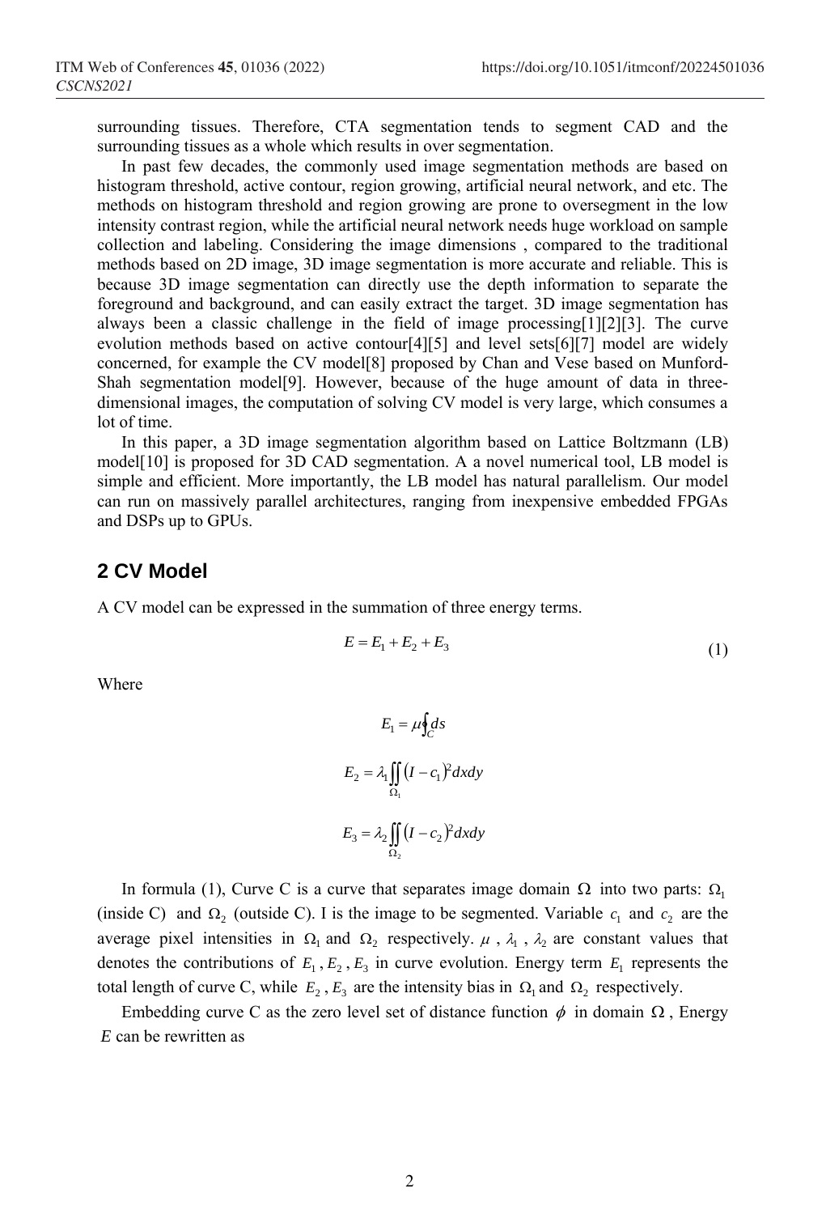surrounding tissues. Therefore, CTA segmentation tends to segment CAD and the surrounding tissues as a whole which results in over segmentation.

In past few decades, the commonly used image segmentation methods are based on histogram threshold, active contour, region growing, artificial neural network, and etc. The methods on histogram threshold and region growing are prone to oversegment in the low intensity contrast region, while the artificial neural network needs huge workload on sample collection and labeling. Considering the image dimensions , compared to the traditional methods based on 2D image, 3D image segmentation is more accurate and reliable. This is because 3D image segmentation can directly use the depth information to separate the foreground and background, and can easily extract the target. 3D image segmentation has always been a classic challenge in the field of image processing[1][2][3]. The curve evolution methods based on active contour[4][5] and level sets[6][7] model are widely concerned, for example the CV model[8] proposed by Chan and Vese based on Munford-Shah segmentation model[9]. However, because of the huge amount of data in three-dimensional images, the computation of solving CV model is very large, which consumes a lot of time.

In this paper, a 3D image segmentation algorithm based on Lattice Boltzmann (LB) model[10] is proposed for 3D CAD segmentation. A a novel numerical tool, LB model is simple and efficient. More importantly, the LB model has natural parallelism. Our model can run on massively parallel architectures, ranging from inexpensive embedded FPGAs and DSPs up to GPUs.

## 2 CV Model

A CV model can be expressed in the summation of three energy terms.

$$E = E_1 + E_2 + E_3 \tag{1}$$

Where

$$E_1 = \mu \oint_C ds$$

$$E_2 = \lambda_1 \iint_{\Omega_1} (I - c_1)^2 dxdy$$

$$E_3 = \lambda_2 \iint_{\Omega_2} (I - c_2)^2 dxdy$$

In formula (1), Curve C is a curve that separates image domain $\Omega$ into two parts: $\Omega_1$ (inside C) and $\Omega_2$ (outside C). I is the image to be segmented. Variable $c_1$ and $c_2$ are the average pixel intensities in $\Omega_1$ and $\Omega_2$ respectively. $\mu$ , $\lambda_1$ , $\lambda_2$ are constant values that denotes the contributions of $E_1$ , $E_2$ , $E_3$ in curve evolution. Energy term $E_1$ represents the total length of curve C, while $E_2$ , $E_3$ are the intensity bias in $\Omega_1$ and $\Omega_2$ respectively.

Embedding curve C as the zero level set of distance function $\phi$ in domain $\Omega$ , Energy $E$ can be rewritten as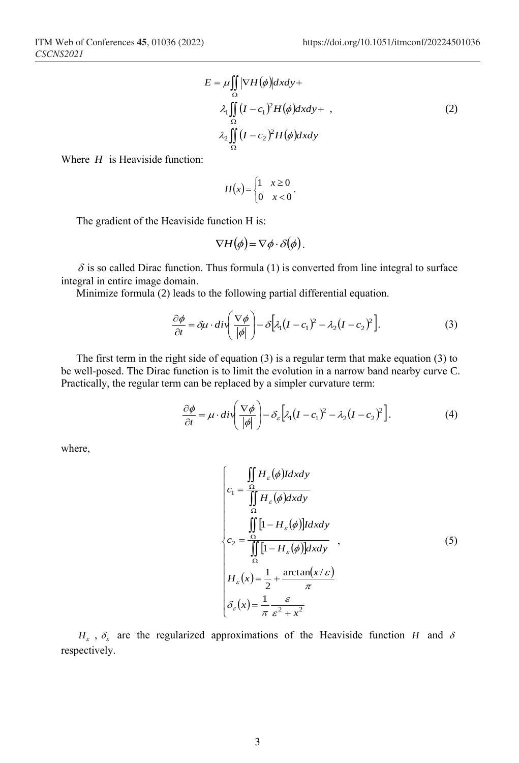$$
\begin{aligned}
E = \mu & \iint_{\Omega} \left|\nabla H(\phi)\right| dxdy + \\
\lambda_1 & \iint_{\Omega} \left(I - c_1\right)^2 H(\phi) dxdy + \\
\lambda_2 & \iint_{\Omega} \left(I - c_2\right)^2 H(\phi) dxdy
\end{aligned}
\quad , \tag{2}
$$

Where $H$ is Heaviside function:

$$
H(x) = \begin{cases} 1 & x \geq 0 \\ 0 & x < 0 \end{cases}.
$$

The gradient of the Heaviside function H is:

$$
\nabla H(\phi) = \nabla \phi \cdot \delta(\phi).
$$

$\delta$ is so called Dirac function. Thus formula (1) is converted from line integral to surface integral in entire image domain.

Minimize formula (2) leads to the following partial differential equation.

$$
\frac{\partial \phi}{\partial t} = \delta \mu \cdot div\left(\frac{\nabla \phi}{|\phi|}\right) - \delta\left[\lambda_1\left(I - c_1\right)^2 - \lambda_2\left(I - c_2\right)^2\right]. \tag{3}
$$

The first term in the right side of equation (3) is a regular term that make equation (3) to be well-posed. The Dirac function is to limit the evolution in a narrow band nearby curve C. Practically, the regular term can be replaced by a simpler curvature term:

$$
\frac{\partial \phi}{\partial t} = \mu \cdot div\left(\frac{\nabla \phi}{|\phi|}\right) - \delta_\varepsilon\left[\lambda_1\left(I - c_1\right)^2 - \lambda_2\left(I - c_2\right)^2\right]. \tag{4}
$$

where,

$$
\begin{cases}
c_1 = \dfrac{\iint_{\Omega} H_\varepsilon(\phi) I dxdy}{\iint_{\Omega} H_\varepsilon(\phi) dxdy} \\
c_2 = \dfrac{\iint_{\Omega} \left[1 - H_\varepsilon(\phi)\right] I dxdy}{\iint_{\Omega} \left[1 - H_\varepsilon(\phi)\right] dxdy} \\
H_\varepsilon(x) = \dfrac{1}{2} + \dfrac{\arctan(x/\varepsilon)}{\pi} \\
\delta_\varepsilon(x) = \dfrac{1}{\pi} \dfrac{\varepsilon}{\varepsilon^2 + x^2}
\end{cases}
\quad , \tag{5}
$$

$H_\varepsilon$ , $\delta_\varepsilon$ are the regularized approximations of the Heaviside function $H$ and $\delta$ respectively.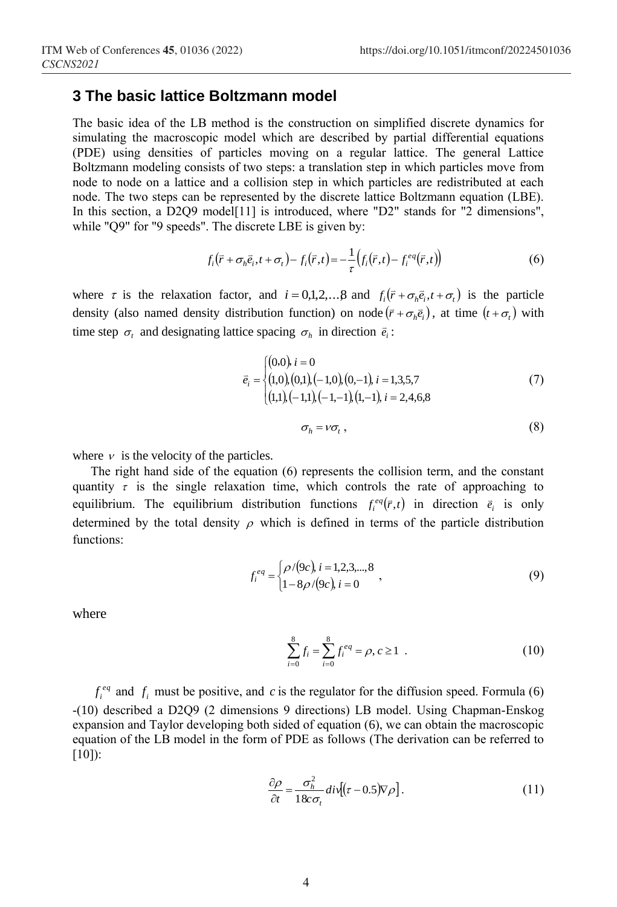## 3 The basic lattice Boltzmann model

The basic idea of the LB method is the construction on simplified discrete dynamics for simulating the macroscopic model which are described by partial differential equations (PDE) using densities of particles moving on a regular lattice. The general Lattice Boltzmann modeling consists of two steps: a translation step in which particles move from node to node on a lattice and a collision step in which particles are redistributed at each node. The two steps can be represented by the discrete lattice Boltzmann equation (LBE). In this section, a D2Q9 model[11] is introduced, where "D2" stands for "2 dimensions", while "Q9" for "9 speeds". The discrete LBE is given by:

$$f_i\left(\vec{r}+\sigma_h\vec{e}_i,t+\sigma_t\right)-f_i\left(\vec{r},t\right)=-\frac{1}{\tau}\left(f_i\left(\vec{r},t\right)-f_i^{eq}\left(\vec{r},t\right)\right) \tag{6}$$

where $\tau$ is the relaxation factor, and $i=0,1,2,\ldots,8$ and $f_i\left(\vec{r}+\sigma_h\vec{e}_i,t+\sigma_t\right)$ is the particle density (also named density distribution function) on node $\left(\vec{r}+\sigma_h\vec{e}_i\right)$, at time $\left(t+\sigma_t\right)$ with time step $\sigma_t$ and designating lattice spacing $\sigma_h$ in direction $\vec{e}_i$:

$$\vec{e}_i=\begin{cases}(0,0),\ i=0\\(1,0),(0,1),(-1,0),(0,-1),\ i=1,3,5,7\\(1,1),(-1,1),(-1,-1),(1,-1),\ i=2,4,6,8\end{cases} \tag{7}$$

$$\sigma_h=\nu\sigma_t\ , \tag{8}$$

where $\nu$ is the velocity of the particles.

The right hand side of the equation (6) represents the collision term, and the constant quantity $\tau$ is the single relaxation time, which controls the rate of approaching to equilibrium. The equilibrium distribution functions $f_i^{eq}(\vec{r},t)$ in direction $\vec{e}_i$ is only determined by the total density $\rho$ which is defined in terms of the particle distribution functions:

$$f_i^{eq}=\begin{cases}\rho/(9c),\ i=1,2,3,...,8\\1-8\rho/(9c),\ i=0\end{cases}, \tag{9}$$

where

$$\sum_{i=0}^{8}f_i=\sum_{i=0}^{8}f_i^{eq}=\rho,\ c\geq 1\ \ . \tag{10}$$

$f_i^{eq}$ and $f_i$ must be positive, and $c$ is the regulator for the diffusion speed. Formula (6) -(10) described a D2Q9 (2 dimensions 9 directions) LB model. Using Chapman-Enskog expansion and Taylor developing both sided of equation (6), we can obtain the macroscopic equation of the LB model in the form of PDE as follows (The derivation can be referred to [10]):

$$\frac{\partial\rho}{\partial t}=\frac{\sigma_h^2}{18c\sigma_t}div\left[(\tau-0.5)\nabla\rho\right]. \tag{11}$$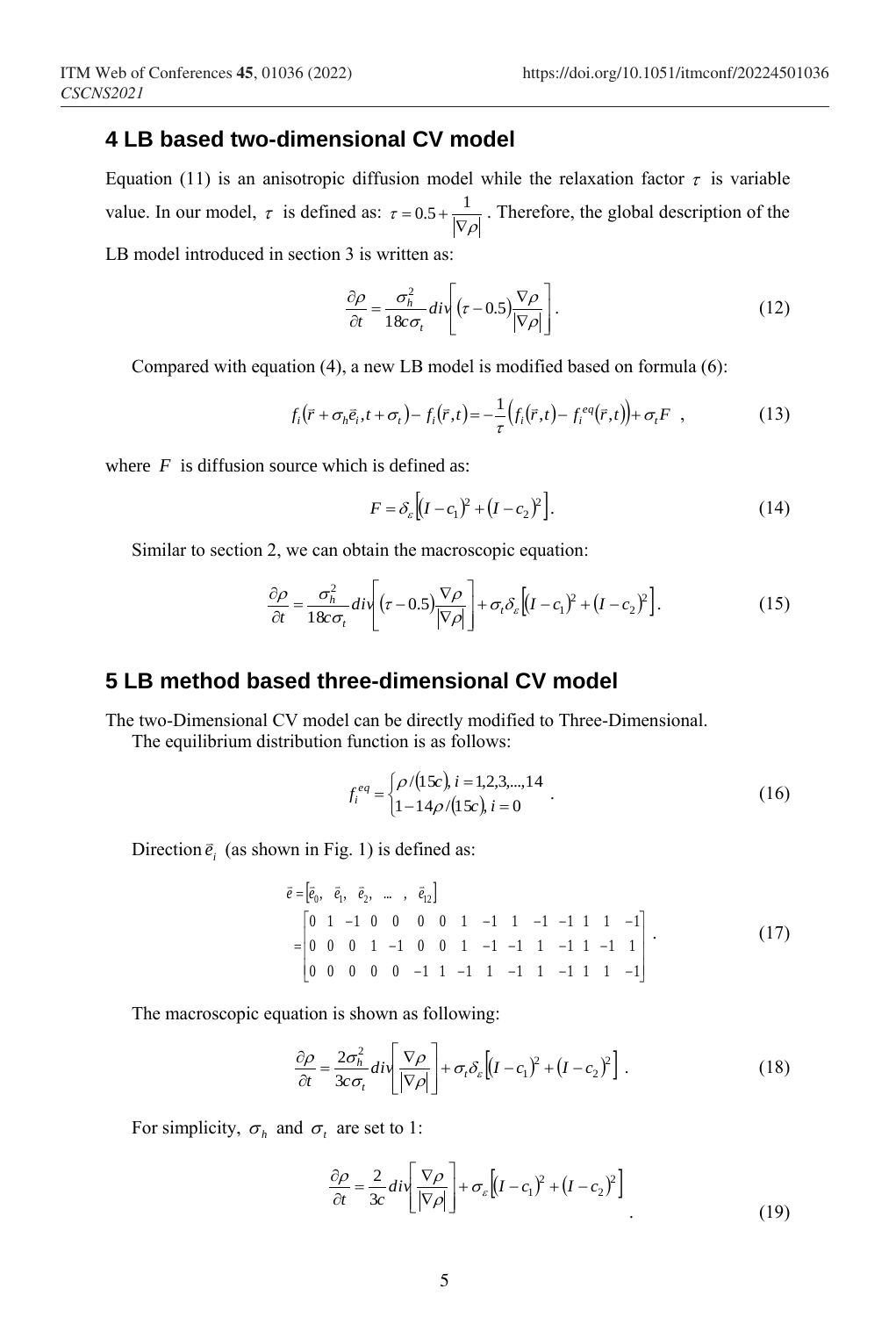## 4 LB based two-dimensional CV model

Equation (11) is an anisotropic diffusion model while the relaxation factor $\tau$ is variable value. In our model, $\tau$ is defined as: $\tau = 0.5 + \frac{1}{|\nabla \rho|}$. Therefore, the global description of the LB model introduced in section 3 is written as:

$$\frac{\partial \rho}{\partial t} = \frac{\sigma_h^2}{18c\sigma_t} div\left[(\tau - 0.5)\frac{\nabla \rho}{|\nabla \rho|}\right]. \tag{12}$$

Compared with equation (4), a new LB model is modified based on formula (6):

$$f_i(\vec{r} + \sigma_h \vec{e}_i, t + \sigma_t) - f_i(\vec{r}, t) = -\frac{1}{\tau}\left(f_i(\vec{r}, t) - f_i^{eq}(\vec{r}, t)\right) + \sigma_t F \quad , \tag{13}$$

where $F$ is diffusion source which is defined as:

$$F = \delta_\varepsilon\left[(I - c_1)^2 + (I - c_2)^2\right]. \tag{14}$$

Similar to section 2, we can obtain the macroscopic equation:

$$\frac{\partial \rho}{\partial t} = \frac{\sigma_h^2}{18c\sigma_t} div\left[(\tau - 0.5)\frac{\nabla \rho}{|\nabla \rho|}\right] + \sigma_t \delta_\varepsilon\left[(I - c_1)^2 + (I - c_2)^2\right]. \tag{15}$$

## 5 LB method based three-dimensional CV model

The two-Dimensional CV model can be directly modified to Three-Dimensional.

The equilibrium distribution function is as follows:

$$f_i^{eq} = \begin{cases} \rho/(15c), \; i = 1,2,3,...,14 \\ 1 - 14\rho/(15c), \; i = 0 \end{cases} . \tag{16}$$

Direction $\vec{e}_i$ (as shown in Fig. 1) is defined as:

$$\vec{e} = [\vec{e}_0, \; \vec{e}_1, \; \vec{e}_2, \; \ldots \; , \; \vec{e}_{12}] = \begin{bmatrix} 0 & 1 & -1 & 0 & 0 & 0 & 0 & 1 & -1 & 1 & -1 & -1 & 1 & 1 & -1 \\ 0 & 0 & 0 & 1 & -1 & 0 & 0 & 1 & -1 & -1 & 1 & -1 & 1 & -1 & 1 \\ 0 & 0 & 0 & 0 & 0 & -1 & 1 & -1 & 1 & -1 & 1 & -1 & 1 & 1 & -1 \end{bmatrix}. \tag{17}$$

The macroscopic equation is shown as following:

$$\frac{\partial \rho}{\partial t} = \frac{2\sigma_h^2}{3c\sigma_t} div\left[\frac{\nabla \rho}{|\nabla \rho|}\right] + \sigma_t \delta_\varepsilon\left[(I - c_1)^2 + (I - c_2)^2\right] . \tag{18}$$

For simplicity, $\sigma_h$ and $\sigma_t$ are set to 1:

$$\frac{\partial \rho}{\partial t} = \frac{2}{3c} div\left[\frac{\nabla \rho}{|\nabla \rho|}\right] + \sigma_\varepsilon\left[(I - c_1)^2 + (I - c_2)^2\right] . \tag{19}$$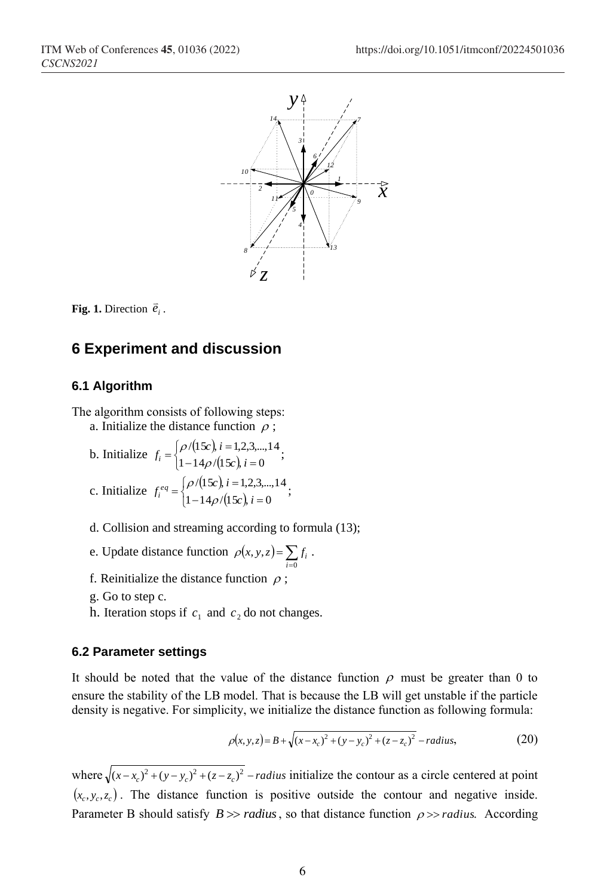**Fig. 1.** Direction $\vec{e}_i$.

## 6 Experiment and discussion

### 6.1 Algorithm

The algorithm consists of following steps:

a. Initialize the distance function $\rho$ ;

b. Initialize $f_i = \begin{cases} \rho/(15c), i = 1,2,3,...,14 \\ 1 - 14\rho/(15c), i = 0 \end{cases}$;

c. Initialize $f_i^{eq} = \begin{cases} \rho/(15c), i = 1,2,3,...,14 \\ 1 - 14\rho/(15c), i = 0 \end{cases}$;

d. Collision and streaming according to formula (13);

e. Update distance function $\rho(x, y, z) = \sum_{i=0} f_i$ .

f. Reinitialize the distance function $\rho$ ;

g. Go to step c.

h. Iteration stops if $c_1$ and $c_2$ do not changes.

### 6.2 Parameter settings

It should be noted that the value of the distance function $\rho$ must be greater than 0 to ensure the stability of the LB model. That is because the LB will get unstable if the particle density is negative. For simplicity, we initialize the distance function as following formula:

$$\rho(x, y, z) = B + \sqrt{(x - x_c)^2 + (y - y_c)^2 + (z - z_c)^2} - radius, \tag{20}$$

where $\sqrt{(x - x_c)^2 + (y - y_c)^2 + (z - z_c)^2} - radius$ initialize the contour as a circle centered at point $(x_c, y_c, z_c)$. The distance function is positive outside the contour and negative inside. Parameter B should satisfy $B >> radius$, so that distance function $\rho >> radius$. According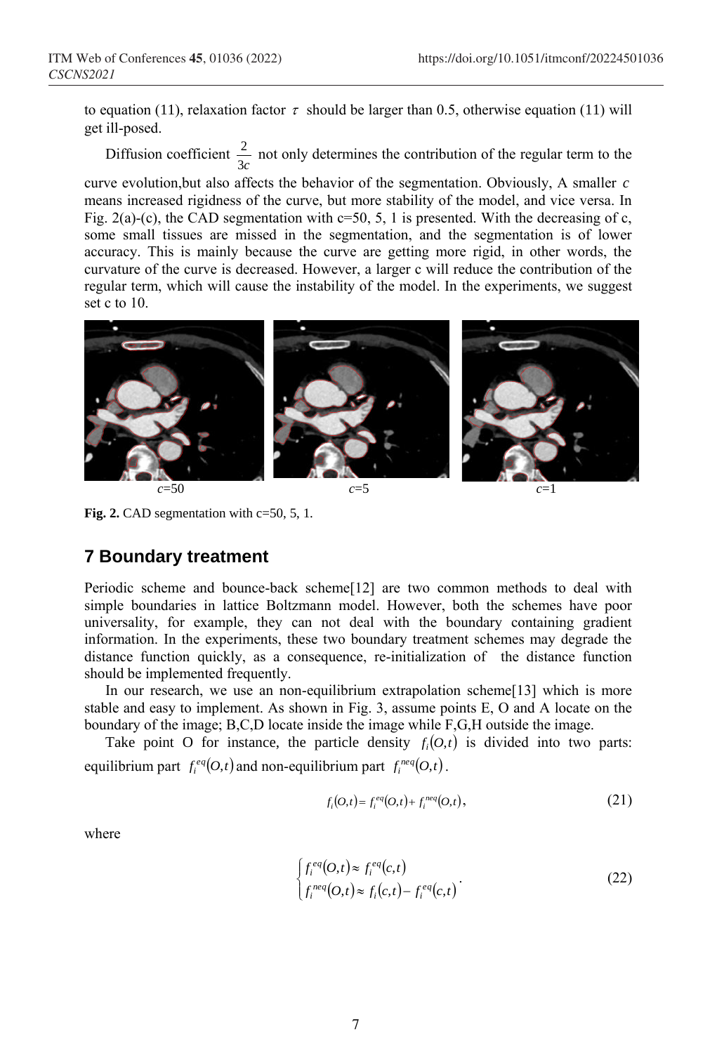to equation (11), relaxation factor $\tau$ should be larger than 0.5, otherwise equation (11) will get ill-posed.

Diffusion coefficient $\frac{2}{3c}$ not only determines the contribution of the regular term to the curve evolution,but also affects the behavior of the segmentation. Obviously, A smaller $c$ means increased rigidness of the curve, but more stability of the model, and vice versa. In Fig. 2(a)-(c), the CAD segmentation with c=50, 5, 1 is presented. With the decreasing of c, some small tissues are missed in the segmentation, and the segmentation is of lower accuracy. This is mainly because the curve are getting more rigid, in other words, the curvature of the curve is decreased. However, a larger c will reduce the contribution of the regular term, which will cause the instability of the model. In the experiments, we suggest set c to 10.

$c$=50 $c$=5 $c$=1

**Fig. 2.** CAD segmentation with c=50, 5, 1.

## 7 Boundary treatment

Periodic scheme and bounce-back scheme[12] are two common methods to deal with simple boundaries in lattice Boltzmann model. However, both the schemes have poor universality, for example, they can not deal with the boundary containing gradient information. In the experiments, these two boundary treatment schemes may degrade the distance function quickly, as a consequence, re-initialization of the distance function should be implemented frequently.

In our research, we use an non-equilibrium extrapolation scheme[13] which is more stable and easy to implement. As shown in Fig. 3, assume points E, O and A locate on the boundary of the image; B,C,D locate inside the image while F,G,H outside the image.

Take point O for instance, the particle density $f_i(O,t)$ is divided into two parts: equilibrium part $f_i^{eq}(O,t)$ and non-equilibrium part $f_i^{neq}(O,t)$.

$$f_i(O,t) = f_i^{eq}(O,t) + f_i^{neq}(O,t), \tag{21}$$

where

$$\begin{cases} f_i^{eq}(O,t) \approx f_i^{eq}(c,t) \\ f_i^{neq}(O,t) \approx f_i(c,t) - f_i^{eq}(c,t) \end{cases}. \tag{22}$$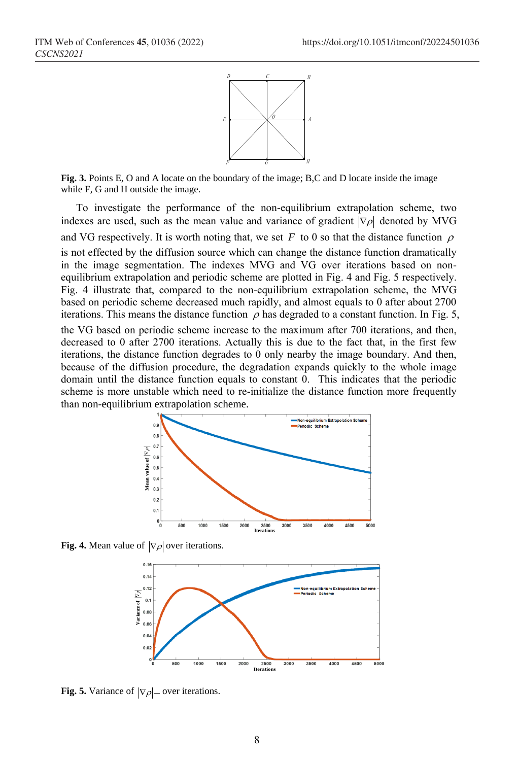**Fig. 3.** Points E, O and A locate on the boundary of the image; B,C and D locate inside the image while F, G and H outside the image.

To investigate the performance of the non-equilibrium extrapolation scheme, two indexes are used, such as the mean value and variance of gradient $|\nabla\rho|$ denoted by MVG and VG respectively. It is worth noting that, we set $F$ to 0 so that the distance function $\rho$ is not effected by the diffusion source which can change the distance function dramatically in the image segmentation. The indexes MVG and VG over iterations based on non-equilibrium extrapolation and periodic scheme are plotted in Fig. 4 and Fig. 5 respectively. Fig. 4 illustrate that, compared to the non-equilibrium extrapolation scheme, the MVG based on periodic scheme decreased much rapidly, and almost equals to 0 after about 2700 iterations. This means the distance function $\rho$ has degraded to a constant function. In Fig. 5, the VG based on periodic scheme increase to the maximum after 700 iterations, and then, decreased to 0 after 2700 iterations. Actually this is due to the fact that, in the first few iterations, the distance function degrades to 0 only nearby the image boundary. And then, because of the diffusion procedure, the degradation expands quickly to the whole image domain until the distance function equals to constant 0. This indicates that the periodic scheme is more unstable which need to re-initialize the distance function more frequently than non-equilibrium extrapolation scheme.

**Fig. 4.** Mean value of $|\nabla\rho|$ over iterations.

**Fig. 5.** Variance of $|\nabla\rho|$ over iterations.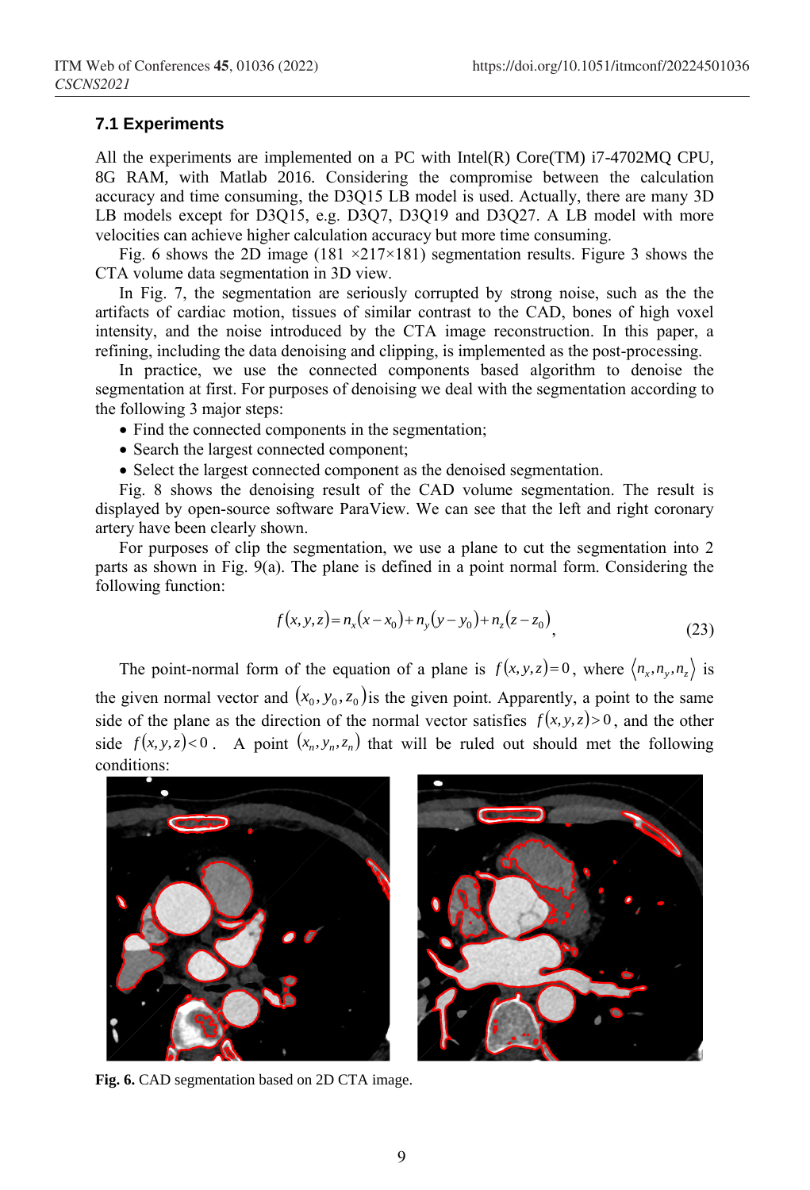### 7.1 Experiments

All the experiments are implemented on a PC with Intel(R) Core(TM) i7-4702MQ CPU, 8G RAM, with Matlab 2016. Considering the compromise between the calculation accuracy and time consuming, the D3Q15 LB model is used. Actually, there are many 3D LB models except for D3Q15, e.g. D3Q7, D3Q19 and D3Q27. A LB model with more velocities can achieve higher calculation accuracy but more time consuming.

Fig. 6 shows the 2D image (181 ×217×181) segmentation results. Figure 3 shows the CTA volume data segmentation in 3D view.

In Fig. 7, the segmentation are seriously corrupted by strong noise, such as the the artifacts of cardiac motion, tissues of similar contrast to the CAD, bones of high voxel intensity, and the noise introduced by the CTA image reconstruction. In this paper, a refining, including the data denoising and clipping, is implemented as the post-processing.

In practice, we use the connected components based algorithm to denoise the segmentation at first. For purposes of denoising we deal with the segmentation according to the following 3 major steps:

- Find the connected components in the segmentation;
- Search the largest connected component;
- Select the largest connected component as the denoised segmentation.

Fig. 8 shows the denoising result of the CAD volume segmentation. The result is displayed by open-source software ParaView. We can see that the left and right coronary artery have been clearly shown.

For purposes of clip the segmentation, we use a plane to cut the segmentation into 2 parts as shown in Fig. 9(a). The plane is defined in a point normal form. Considering the following function:

$$f(x,y,z) = n_x(x-x_0) + n_y(y-y_0) + n_z(z-z_0)\,, \tag{23}$$

The point-normal form of the equation of a plane is $f(x,y,z)=0$, where $\langle n_x, n_y, n_z \rangle$ is the given normal vector and $(x_0, y_0, z_0)$ is the given point. Apparently, a point to the same side of the plane as the direction of the normal vector satisfies $f(x,y,z)>0$, and the other side $f(x,y,z)<0$. A point $(x_n, y_n, z_n)$ that will be ruled out should met the following conditions:

**Fig. 6.** CAD segmentation based on 2D CTA image.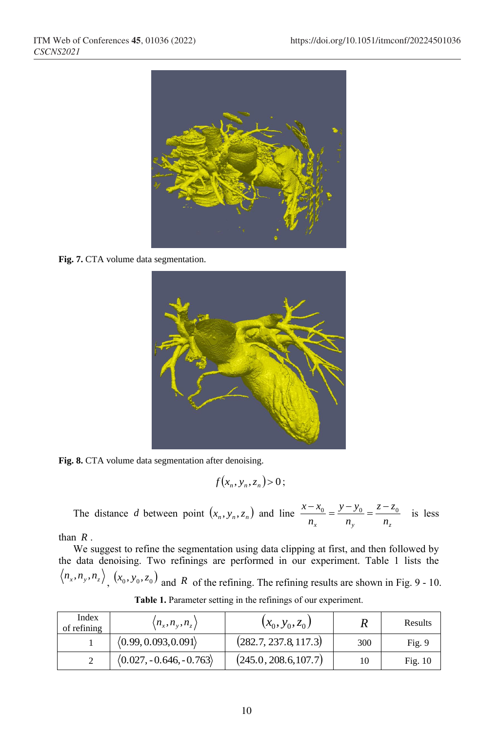Fig. 7. CTA volume data segmentation.

Fig. 8. CTA volume data segmentation after denoising.

$$f(x_n, y_n, z_n) > 0;$$

The distance $d$ between point $(x_n, y_n, z_n)$ and line $\frac{x - x_0}{n_x} = \frac{y - y_0}{n_y} = \frac{z - z_0}{n_z}$ is less than $R$.

We suggest to refine the segmentation using data clipping at first, and then followed by the data denoising. Two refinings are performed in our experiment. Table 1 lists the $\langle n_x, n_y, n_z \rangle$, $(x_0, y_0, z_0)$ and $R$ of the refining. The refining results are shown in Fig. 9 - 10.

**Table 1.** Parameter setting in the refinings of our experiment.

| Index of refining | $\langle n_x, n_y, n_z \rangle$ | $(x_0, y_0, z_0)$ | $R$ | Results |
|---|---|---|---|---|
| 1 | $\langle 0.99, 0.093, 0.091 \rangle$ | $(282.7, 237.8, 117.3)$ | 300 | Fig. 9 |
| 2 | $\langle 0.027, -0.646, -0.763 \rangle$ | $(245.0, 208.6, 107.7)$ | 10 | Fig. 10 |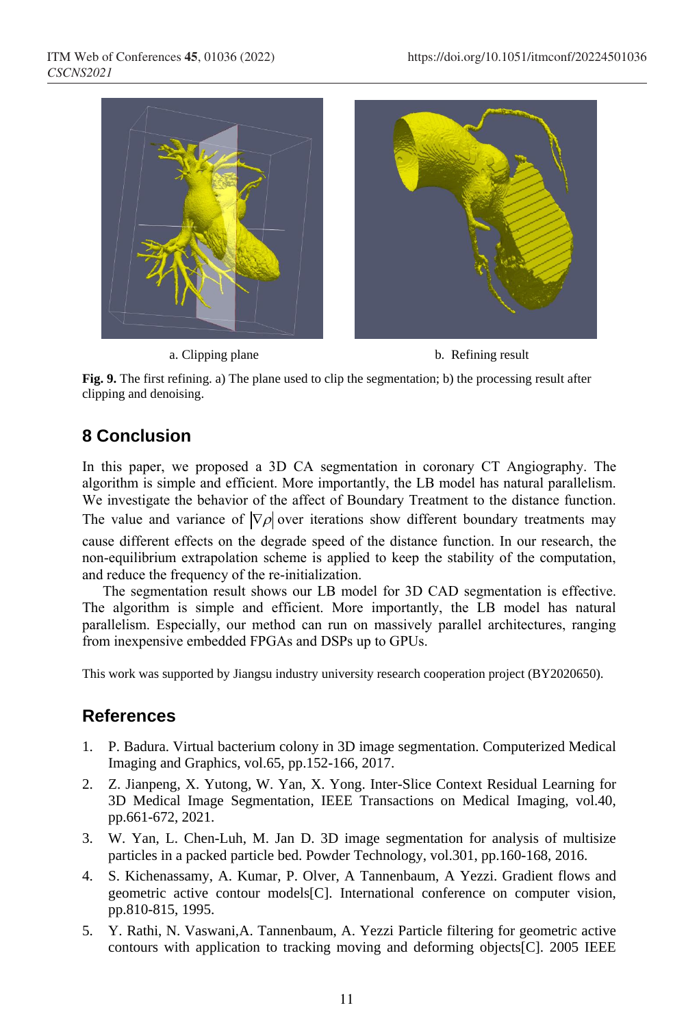a. Clipping plane

b. Refining result

**Fig. 9.** The first refining. a) The plane used to clip the segmentation; b) the processing result after clipping and denoising.

## 8 Conclusion

In this paper, we proposed a 3D CA segmentation in coronary CT Angiography. The algorithm is simple and efficient. More importantly, the LB model has natural parallelism. We investigate the behavior of the affect of Boundary Treatment to the distance function. The value and variance of $|\nabla\rho|$ over iterations show different boundary treatments may cause different effects on the degrade speed of the distance function. In our research, the non-equilibrium extrapolation scheme is applied to keep the stability of the computation, and reduce the frequency of the re-initialization.

The segmentation result shows our LB model for 3D CAD segmentation is effective. The algorithm is simple and efficient. More importantly, the LB model has natural parallelism. Especially, our method can run on massively parallel architectures, ranging from inexpensive embedded FPGAs and DSPs up to GPUs.

This work was supported by Jiangsu industry university research cooperation project (BY2020650).

## References

1. P. Badura. Virtual bacterium colony in 3D image segmentation. Computerized Medical Imaging and Graphics, vol.65, pp.152-166, 2017.
2. Z. Jianpeng, X. Yutong, W. Yan, X. Yong. Inter-Slice Context Residual Learning for 3D Medical Image Segmentation, IEEE Transactions on Medical Imaging, vol.40, pp.661-672, 2021.
3. W. Yan, L. Chen-Luh, M. Jan D. 3D image segmentation for analysis of multisize particles in a packed particle bed. Powder Technology, vol.301, pp.160-168, 2016.
4. S. Kichenassamy, A. Kumar, P. Olver, A Tannenbaum, A Yezzi. Gradient flows and geometric active contour models[C]. International conference on computer vision, pp.810-815, 1995.
5. Y. Rathi, N. Vaswani,A. Tannenbaum, A. Yezzi Particle filtering for geometric active contours with application to tracking moving and deforming objects[C]. 2005 IEEE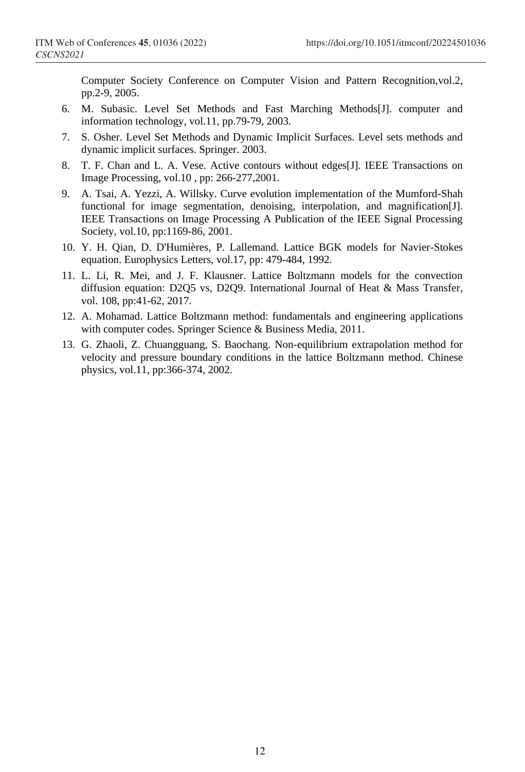Computer Society Conference on Computer Vision and Pattern Recognition,vol.2, pp.2-9, 2005.

6. M. Subasic. Level Set Methods and Fast Marching Methods[J]. computer and information technology, vol.11, pp.79-79, 2003.
7. S. Osher. Level Set Methods and Dynamic Implicit Surfaces. Level sets methods and dynamic implicit surfaces. Springer. 2003.
8. T. F. Chan and L. A. Vese. Active contours without edges[J]. IEEE Transactions on Image Processing, vol.10 , pp: 266-277,2001.
9. A. Tsai, A. Yezzi, A. Willsky. Curve evolution implementation of the Mumford-Shah functional for image segmentation, denoising, interpolation, and magnification[J]. IEEE Transactions on Image Processing A Publication of the IEEE Signal Processing Society, vol.10, pp:1169-86, 2001.
10. Y. H. Qian, D. D'Humières, P. Lallemand. Lattice BGK models for Navier-Stokes equation. Europhysics Letters, vol.17, pp: 479-484, 1992.
11. L. Li, R. Mei, and J. F. Klausner. Lattice Boltzmann models for the convection diffusion equation: D2Q5 vs, D2Q9. International Journal of Heat & Mass Transfer, vol. 108, pp:41-62, 2017.
12. A. Mohamad. Lattice Boltzmann method: fundamentals and engineering applications with computer codes. Springer Science & Business Media, 2011.
13. G. Zhaoli, Z. Chuangguang, S. Baochang. Non-equilibrium extrapolation method for velocity and pressure boundary conditions in the lattice Boltzmann method. Chinese physics, vol.11, pp:366-374, 2002.